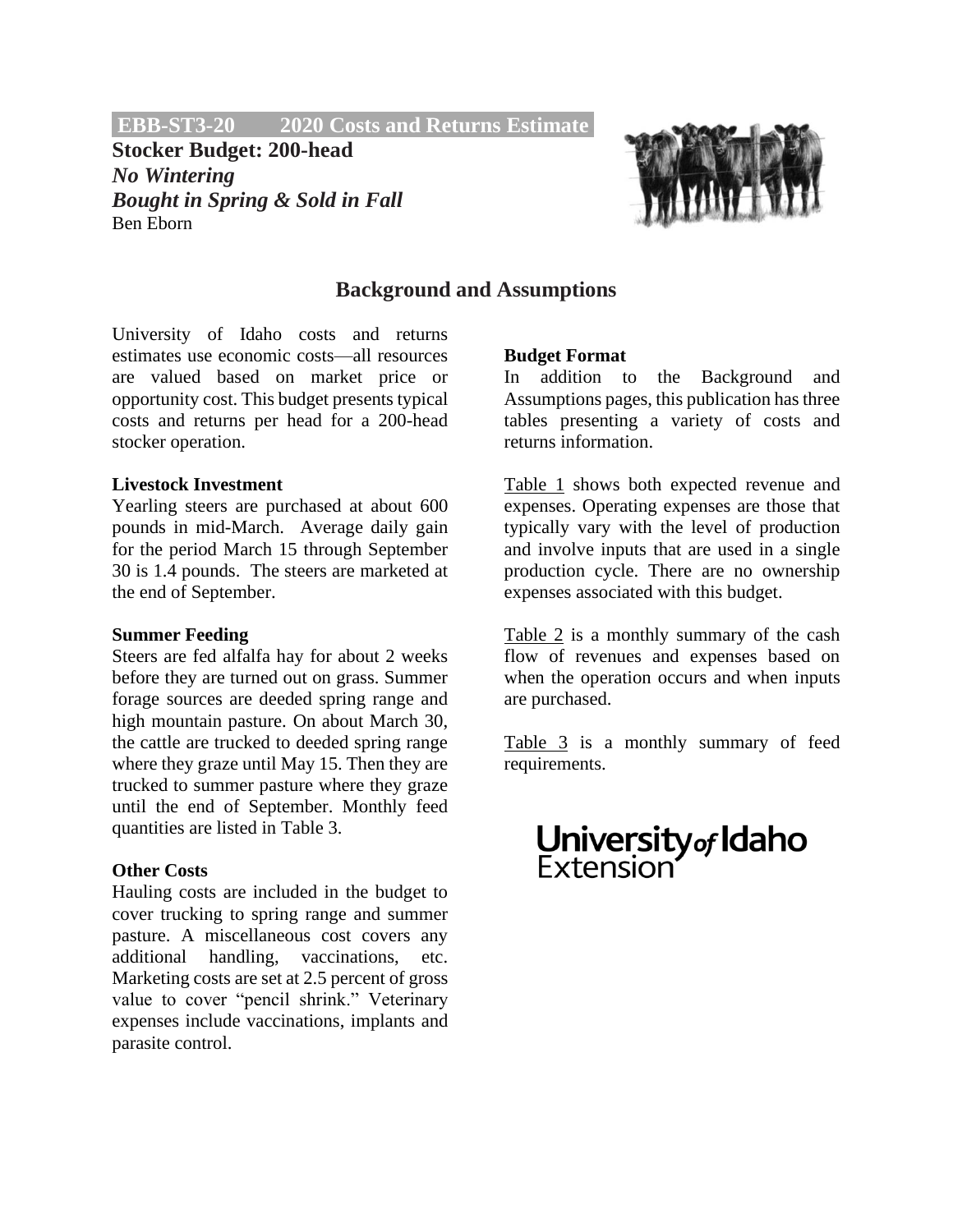**EBB-ST3-20 2020 Costs and Returns Estimate**

# Stocker Budget: 200-head

***No Wintering***

***Bought in Spring & Sold in Fall***

Ben Eborn

## Background and Assumptions

University of Idaho costs and returns estimates use economic costs—all resources are valued based on market price or opportunity cost. This budget presents typical costs and returns per head for a 200-head stocker operation.

**Livestock Investment**

Yearling steers are purchased at about 600 pounds in mid-March. Average daily gain for the period March 15 through September 30 is 1.4 pounds. The steers are marketed at the end of September.

**Summer Feeding**

Steers are fed alfalfa hay for about 2 weeks before they are turned out on grass. Summer forage sources are deeded spring range and high mountain pasture. On about March 30, the cattle are trucked to deeded spring range where they graze until May 15. Then they are trucked to summer pasture where they graze until the end of September. Monthly feed quantities are listed in Table 3.

**Other Costs**

Hauling costs are included in the budget to cover trucking to spring range and summer pasture. A miscellaneous cost covers any additional handling, vaccinations, etc. Marketing costs are set at 2.5 percent of gross value to cover "pencil shrink." Veterinary expenses include vaccinations, implants and parasite control.

**Budget Format**

In addition to the Background and Assumptions pages, this publication has three tables presenting a variety of costs and returns information.

Table 1 shows both expected revenue and expenses. Operating expenses are those that typically vary with the level of production and involve inputs that are used in a single production cycle. There are no ownership expenses associated with this budget.

Table 2 is a monthly summary of the cash flow of revenues and expenses based on when the operation occurs and when inputs are purchased.

Table 3 is a monthly summary of feed requirements.

University of Idaho Extension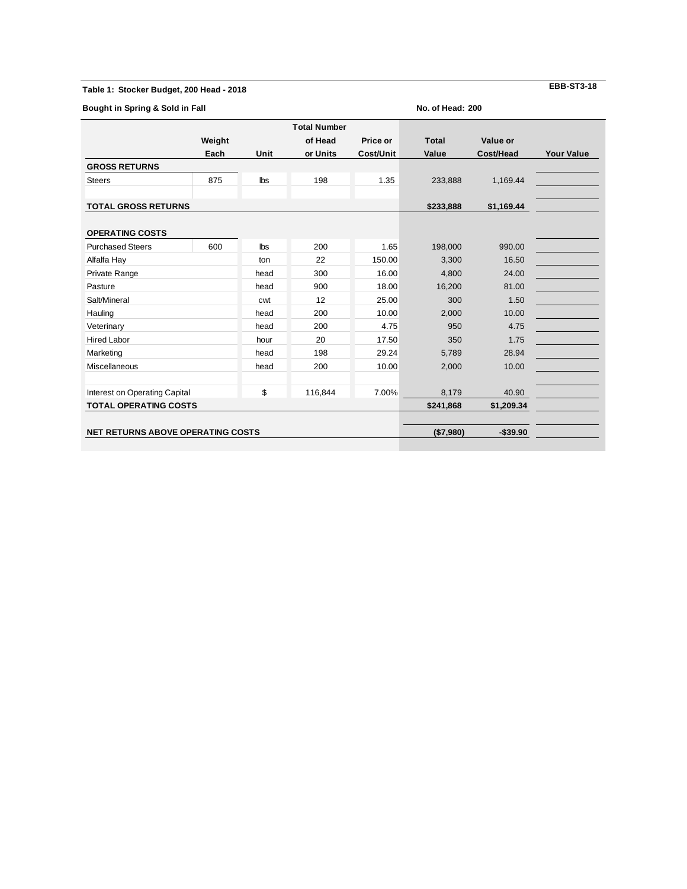**Table 1: Stocker Budget, 200 Head - 2018** **EBB-ST3-18**

**Bought in Spring & Sold in Fall** **No. of Head: 200**

| | Weight Each | Unit | Total Number of Head or Units | Price or Cost/Unit | Total Value | Value or Cost/Head | Your Value |
|---|---|---|---|---|---|---|---|
| **GROSS RETURNS** | | | | | | | |
| Steers | 875 | lbs | 198 | 1.35 | 233,888 | 1,169.44 | |
| | | | | | | | |
| **TOTAL GROSS RETURNS** | | | | | **$233,888** | **$1,169.44** | |
| | | | | | | | |
| **OPERATING COSTS** | | | | | | | |
| Purchased Steers | 600 | lbs | 200 | 1.65 | 198,000 | 990.00 | |
| Alfalfa Hay | | ton | 22 | 150.00 | 3,300 | 16.50 | |
| Private Range | | head | 300 | 16.00 | 4,800 | 24.00 | |
| Pasture | | head | 900 | 18.00 | 16,200 | 81.00 | |
| Salt/Mineral | | cwt | 12 | 25.00 | 300 | 1.50 | |
| Hauling | | head | 200 | 10.00 | 2,000 | 10.00 | |
| Veterinary | | head | 200 | 4.75 | 950 | 4.75 | |
| Hired Labor | | hour | 20 | 17.50 | 350 | 1.75 | |
| Marketing | | head | 198 | 29.24 | 5,789 | 28.94 | |
| Miscellaneous | | head | 200 | 10.00 | 2,000 | 10.00 | |
| | | | | | | | |
| Interest on Operating Capital | | $ | 116,844 | 7.00% | 8,179 | 40.90 | |
| **TOTAL OPERATING COSTS** | | | | | **$241,868** | **$1,209.34** | |
| | | | | | | | |
| **NET RETURNS ABOVE OPERATING COSTS** | | | | | **($7,980)** | **-$39.90** | |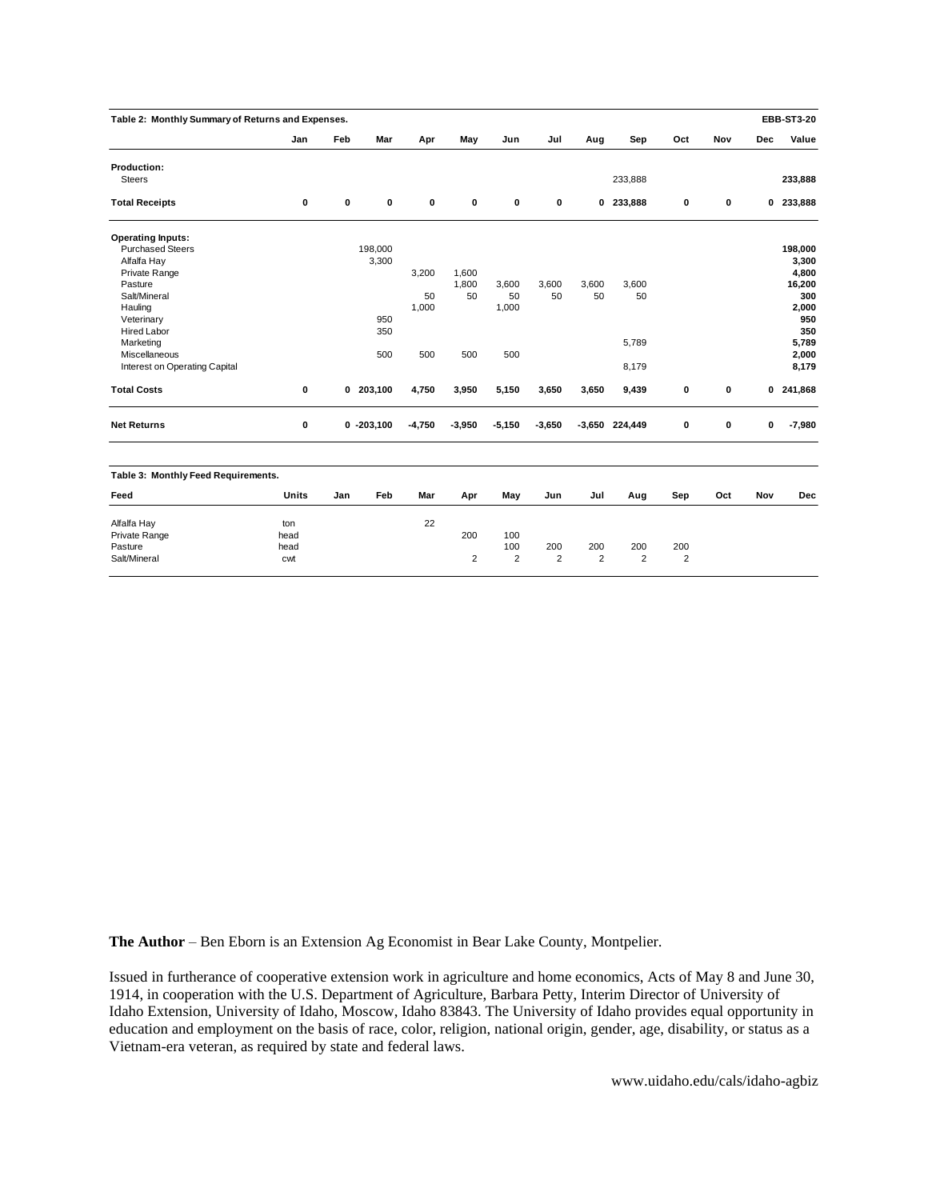**Table 2: Monthly Summary of Returns and Expenses.** **EBB-ST3-20**

| | Jan | Feb | Mar | Apr | May | Jun | Jul | Aug | Sep | Oct | Nov | Dec | Value |
|---|---|---|---|---|---|---|---|---|---|---|---|---|---|
| **Production:** | | | | | | | | | | | | | |
| Steers | | | | | | | | | 233,888 | | | | **233,888** |
| **Total Receipts** | **0** | **0** | **0** | **0** | **0** | **0** | **0** | **0** | **233,888** | **0** | **0** | **0** | **233,888** |
| **Operating Inputs:** | | | | | | | | | | | | | |
| Purchased Steers | | | 198,000 | | | | | | | | | | **198,000** |
| Alfalfa Hay | | | 3,300 | | | | | | | | | | **3,300** |
| Private Range | | | | 3,200 | 1,600 | | | | | | | | **4,800** |
| Pasture | | | | | 1,800 | 3,600 | 3,600 | 3,600 | 3,600 | | | | **16,200** |
| Salt/Mineral | | | | 50 | 50 | 50 | 50 | 50 | 50 | | | | **300** |
| Hauling | | | | 1,000 | | 1,000 | | | | | | | **2,000** |
| Veterinary | | | 950 | | | | | | | | | | **950** |
| Hired Labor | | | 350 | | | | | | | | | | **350** |
| Marketing | | | | | | | | | 5,789 | | | | **5,789** |
| Miscellaneous | | | 500 | 500 | 500 | 500 | | | | | | | **2,000** |
| Interest on Operating Capital | | | | | | | | | 8,179 | | | | **8,179** |
| **Total Costs** | **0** | **0** | **203,100** | **4,750** | **3,950** | **5,150** | **3,650** | **3,650** | **9,439** | **0** | **0** | **0** | **241,868** |
| **Net Returns** | **0** | **0** | **-203,100** | **-4,750** | **-3,950** | **-5,150** | **-3,650** | **-3,650** | **224,449** | **0** | **0** | **0** | **-7,980** |

**Table 3: Monthly Feed Requirements.**

| Feed | Units | Jan | Feb | Mar | Apr | May | Jun | Jul | Aug | Sep | Oct | Nov | Dec |
|---|---|---|---|---|---|---|---|---|---|---|---|---|---|
| Alfalfa Hay | ton | | | 22 | | | | | | | | | |
| Private Range | head | | | | 200 | 100 | | | | | | | |
| Pasture | head | | | | | 100 | 200 | 200 | 200 | 200 | | | |
| Salt/Mineral | cwt | | | | 2 | 2 | 2 | 2 | 2 | 2 | | | |

**The Author** – Ben Eborn is an Extension Ag Economist in Bear Lake County, Montpelier.

Issued in furtherance of cooperative extension work in agriculture and home economics, Acts of May 8 and June 30, 1914, in cooperation with the U.S. Department of Agriculture, Barbara Petty, Interim Director of University of Idaho Extension, University of Idaho, Moscow, Idaho 83843. The University of Idaho provides equal opportunity in education and employment on the basis of race, color, religion, national origin, gender, age, disability, or status as a Vietnam-era veteran, as required by state and federal laws.

www.uidaho.edu/cals/idaho-agbiz